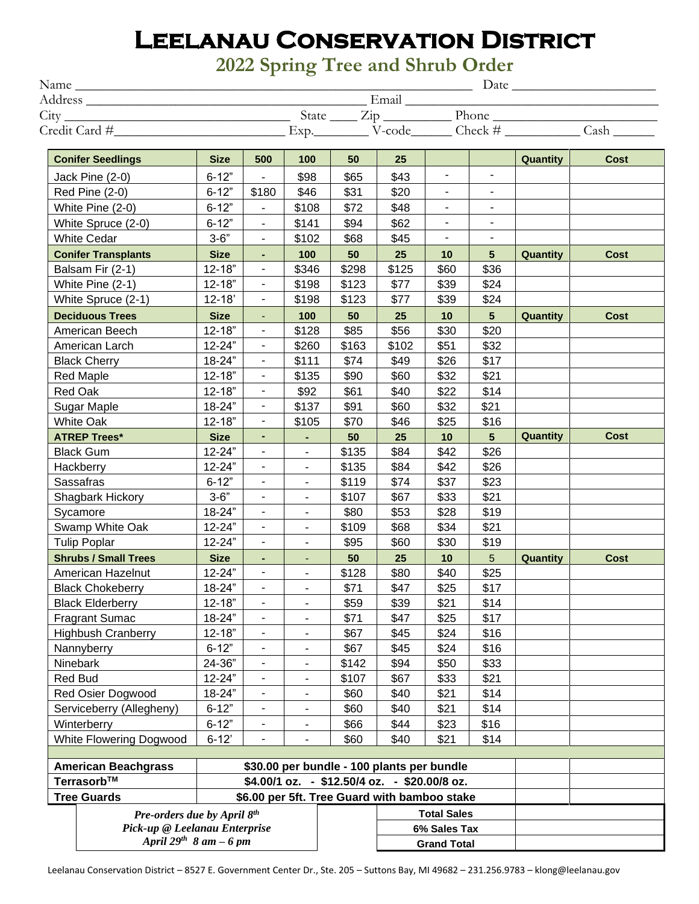# Leelanau Conservation District

## 2022 Spring Tree and Shrub Order

Name ______________________________ Date ______________

Address ______________________________ Email ______________________________

City ______________________ State ____ Zip ________ Phone ______________________

Credit Card #______________________ Exp.________ V-code______ Check # ___________ Cash ______

| **Conifer Seedlings** | **Size** | **500** | **100** | **50** | **25** | | | **Quantity** | **Cost** |
|---|---|---|---|---|---|---|---|---|---|
| Jack Pine (2-0) | 6-12" | - | $98 | $65 | $43 | - | - | | |
| Red Pine (2-0) | 6-12" | $180 | $46 | $31 | $20 | - | - | | |
| White Pine (2-0) | 6-12" | - | $108 | $72 | $48 | - | - | | |
| White Spruce (2-0) | 6-12" | - | $141 | $94 | $62 | - | - | | |
| White Cedar | 3-6" | - | $102 | $68 | $45 | - | - | | |
| **Conifer Transplants** | **Size** | **-** | **100** | **50** | **25** | **10** | **5** | **Quantity** | **Cost** |
| Balsam Fir (2-1) | 12-18" | - | $346 | $298 | $125 | $60 | $36 | | |
| White Pine (2-1) | 12-18" | - | $198 | $123 | $77 | $39 | $24 | | |
| White Spruce (2-1) | 12-18' | - | $198 | $123 | $77 | $39 | $24 | | |
| **Deciduous Trees** | **Size** | - | **100** | **50** | **25** | **10** | **5** | **Quantity** | **Cost** |
| American Beech | 12-18" | - | $128 | $85 | $56 | $30 | $20 | | |
| American Larch | 12-24" | - | $260 | $163 | $102 | $51 | $32 | | |
| Black Cherry | 18-24" | - | $111 | $74 | $49 | $26 | $17 | | |
| Red Maple | 12-18" | - | $135 | $90 | $60 | $32 | $21 | | |
| Red Oak | 12-18" | - | $92 | $61 | $40 | $22 | $14 | | |
| Sugar Maple | 18-24" | - | $137 | $91 | $60 | $32 | $21 | | |
| White Oak | 12-18" | - | $105 | $70 | $46 | $25 | $16 | | |
| **ATREP Trees*** | **Size** | **-** | **-** | **50** | **25** | **10** | **5** | **Quantity** | **Cost** |
| Black Gum | 12-24" | - | - | $135 | $84 | $42 | $26 | | |
| Hackberry | 12-24" | - | - | $135 | $84 | $42 | $26 | | |
| Sassafras | 6-12" | - | - | $119 | $74 | $37 | $23 | | |
| Shagbark Hickory | 3-6" | - | - | $107 | $67 | $33 | $21 | | |
| Sycamore | 18-24" | - | - | $80 | $53 | $28 | $19 | | |
| Swamp White Oak | 12-24" | - | - | $109 | $68 | $34 | $21 | | |
| Tulip Poplar | 12-24" | - | - | $95 | $60 | $30 | $19 | | |
| **Shrubs / Small Trees** | **Size** | **-** | - | **50** | **25** | **10** | 5 | **Quantity** | **Cost** |
| American Hazelnut | 12-24" | - | - | $128 | $80 | $40 | $25 | | |
| Black Chokeberry | 18-24" | - | - | $71 | $47 | $25 | $17 | | |
| Black Elderberry | 12-18" | - | - | $59 | $39 | $21 | $14 | | |
| Fragrant Sumac | 18-24" | - | - | $71 | $47 | $25 | $17 | | |
| Highbush Cranberry | 12-18" | - | - | $67 | $45 | $24 | $16 | | |
| Nannyberry | 6-12" | - | - | $67 | $45 | $24 | $16 | | |
| Ninebark | 24-36" | - | - | $142 | $94 | $50 | $33 | | |
| Red Bud | 12-24" | - | - | $107 | $67 | $33 | $21 | | |
| Red Osier Dogwood | 18-24" | - | - | $60 | $40 | $21 | $14 | | |
| Serviceberry (Allegheny) | 6-12" | - | - | $60 | $40 | $21 | $14 | | |
| Winterberry | 6-12" | - | - | $66 | $44 | $23 | $16 | | |
| White Flowering Dogwood | 6-12' | - | - | $60 | $40 | $21 | $14 | | |

| Item | Price | Quantity | Cost |
|---|---|---|---|
| **American Beachgrass** | **$30.00 per bundle - 100 plants per bundle** | | |
| **Terrasorb™** | **$4.00/1 oz. - $12.50/4 oz. - $20.00/8 oz.** | | |
| **Tree Guards** | **$6.00 per 5ft. Tree Guard with bamboo stake** | | |

***Pre-orders due by April 8th***
***Pick-up @ Leelanau Enterprise***
***April 29th 8 am – 6 pm***

| | |
|---|---|
| **Total Sales** | |
| **6% Sales Tax** | |
| **Grand Total** | |

Leelanau Conservation District – 8527 E. Government Center Dr., Ste. 205 – Suttons Bay, MI 49682 – 231.256.9783 – klong@leelanau.gov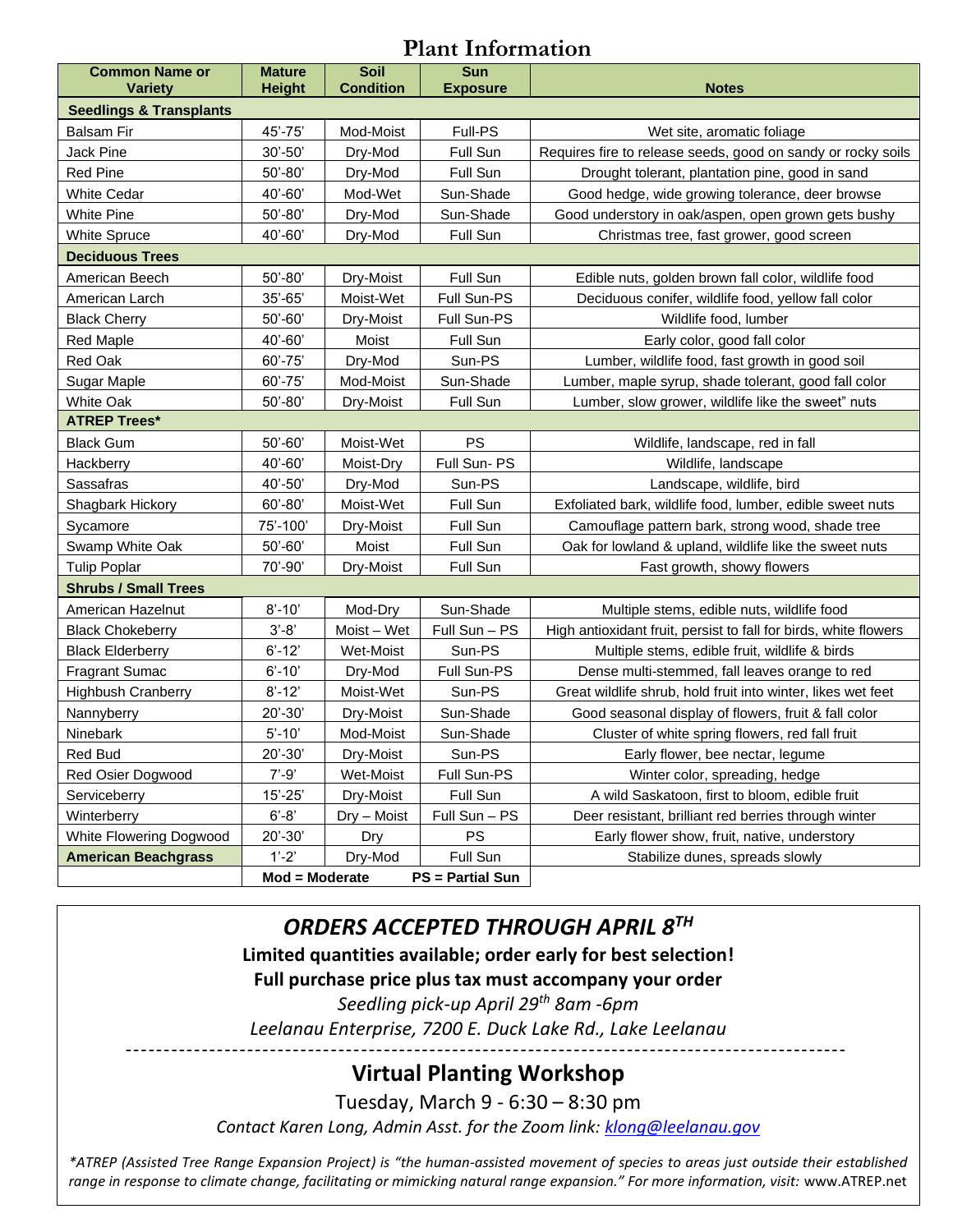# Plant Information

| Common Name or Variety | Mature Height | Soil Condition | Sun Exposure | Notes |
|---|---|---|---|---|
| **Seedlings & Transplants** | | | | |
| Balsam Fir | 45'-75' | Mod-Moist | Full-PS | Wet site, aromatic foliage |
| Jack Pine | 30'-50' | Dry-Mod | Full Sun | Requires fire to release seeds, good on sandy or rocky soils |
| Red Pine | 50'-80' | Dry-Mod | Full Sun | Drought tolerant, plantation pine, good in sand |
| White Cedar | 40'-60' | Mod-Wet | Sun-Shade | Good hedge, wide growing tolerance, deer browse |
| White Pine | 50'-80' | Dry-Mod | Sun-Shade | Good understory in oak/aspen, open grown gets bushy |
| White Spruce | 40'-60' | Dry-Mod | Full Sun | Christmas tree, fast grower, good screen |
| **Deciduous Trees** | | | | |
| American Beech | 50'-80' | Dry-Moist | Full Sun | Edible nuts, golden brown fall color, wildlife food |
| American Larch | 35'-65' | Moist-Wet | Full Sun-PS | Deciduous conifer, wildlife food, yellow fall color |
| Black Cherry | 50'-60' | Dry-Moist | Full Sun-PS | Wildlife food, lumber |
| Red Maple | 40'-60' | Moist | Full Sun | Early color, good fall color |
| Red Oak | 60'-75' | Dry-Mod | Sun-PS | Lumber, wildlife food, fast growth in good soil |
| Sugar Maple | 60'-75' | Mod-Moist | Sun-Shade | Lumber, maple syrup, shade tolerant, good fall color |
| White Oak | 50'-80' | Dry-Moist | Full Sun | Lumber, slow grower, wildlife like the sweet" nuts |
| **ATREP Trees*** | | | | |
| Black Gum | 50'-60' | Moist-Wet | PS | Wildlife, landscape, red in fall |
| Hackberry | 40'-60' | Moist-Dry | Full Sun- PS | Wildlife, landscape |
| Sassafras | 40'-50' | Dry-Mod | Sun-PS | Landscape, wildlife, bird |
| Shagbark Hickory | 60'-80' | Moist-Wet | Full Sun | Exfoliated bark, wildlife food, lumber, edible sweet nuts |
| Sycamore | 75'-100' | Dry-Moist | Full Sun | Camouflage pattern bark, strong wood, shade tree |
| Swamp White Oak | 50'-60' | Moist | Full Sun | Oak for lowland & upland, wildlife like the sweet nuts |
| Tulip Poplar | 70'-90' | Dry-Moist | Full Sun | Fast growth, showy flowers |
| **Shrubs / Small Trees** | | | | |
| American Hazelnut | 8'-10' | Mod-Dry | Sun-Shade | Multiple stems, edible nuts, wildlife food |
| Black Chokeberry | 3'-8' | Moist – Wet | Full Sun – PS | High antioxidant fruit, persist to fall for birds, white flowers |
| Black Elderberry | 6'-12' | Wet-Moist | Sun-PS | Multiple stems, edible fruit, wildlife & birds |
| Fragrant Sumac | 6'-10' | Dry-Mod | Full Sun-PS | Dense multi-stemmed, fall leaves orange to red |
| Highbush Cranberry | 8'-12' | Moist-Wet | Sun-PS | Great wildlife shrub, hold fruit into winter, likes wet feet |
| Nannyberry | 20'-30' | Dry-Moist | Sun-Shade | Good seasonal display of flowers, fruit & fall color |
| Ninebark | 5'-10' | Mod-Moist | Sun-Shade | Cluster of white spring flowers, red fall fruit |
| Red Bud | 20'-30' | Dry-Moist | Sun-PS | Early flower, bee nectar, legume |
| Red Osier Dogwood | 7'-9' | Wet-Moist | Full Sun-PS | Winter color, spreading, hedge |
| Serviceberry | 15'-25' | Dry-Moist | Full Sun | A wild Saskatoon, first to bloom, edible fruit |
| Winterberry | 6'-8' | Dry – Moist | Full Sun – PS | Deer resistant, brilliant red berries through winter |
| White Flowering Dogwood | 20'-30' | Dry | PS | Early flower show, fruit, native, understory |
| **American Beachgrass** | 1'-2' | Dry-Mod | Full Sun | Stabilize dunes, spreads slowly |
| | **Mod = Moderate** | | **PS = Partial Sun** | |

## *ORDERS ACCEPTED THROUGH APRIL 8TH*

**Limited quantities available; order early for best selection!**

**Full purchase price plus tax must accompany your order**

*Seedling pick-up April 29th 8am -6pm*

*Leelanau Enterprise, 7200 E. Duck Lake Rd., Lake Leelanau*

---

## Virtual Planting Workshop

Tuesday, March 9 - 6:30 – 8:30 pm

*Contact Karen Long, Admin Asst. for the Zoom link: klong@leelanau.gov*

*\*ATREP (Assisted Tree Range Expansion Project) is "the human-assisted movement of species to areas just outside their established range in response to climate change, facilitating or mimicking natural range expansion." For more information, visit:* www.ATREP.net